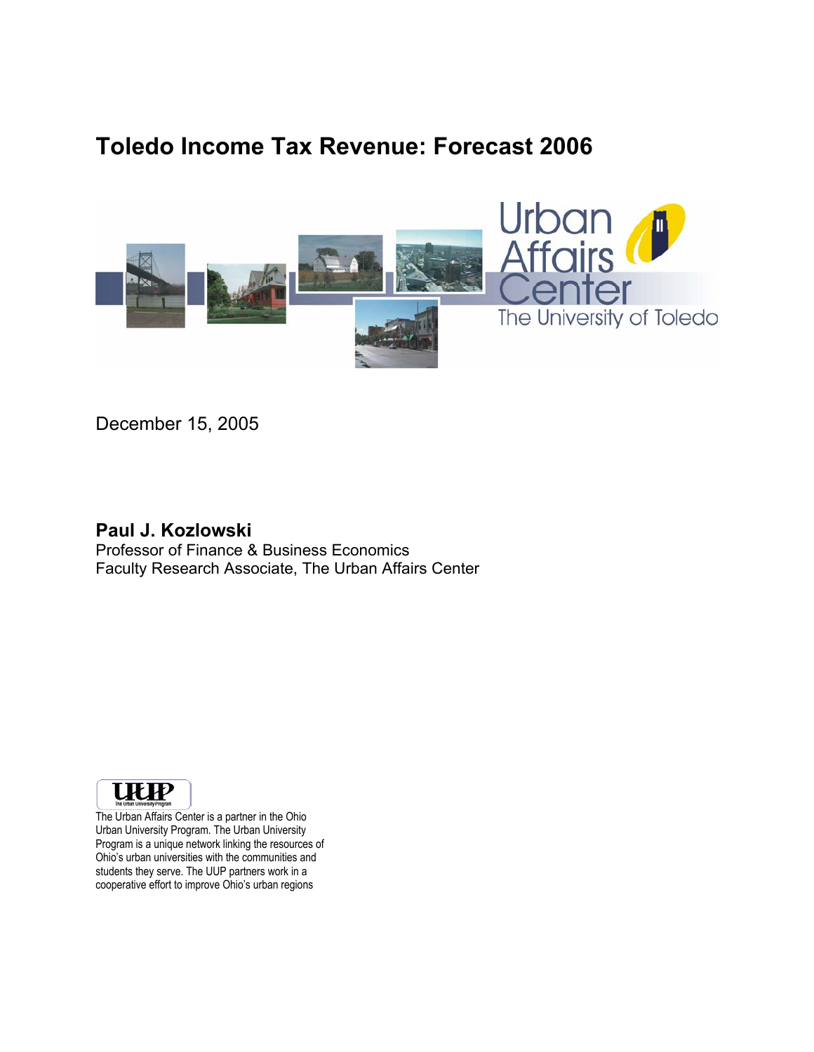# Toledo Income Tax Revenue: Forecast 2006

Urban Affairs Center
The University of Toledo

December 15, 2005

**Paul J. Kozlowski**
Professor of Finance & Business Economics
Faculty Research Associate, The Urban Affairs Center

UUP
The Urban University Program

The Urban Affairs Center is a partner in the Ohio Urban University Program. The Urban University Program is a unique network linking the resources of Ohio's urban universities with the communities and students they serve. The UUP partners work in a cooperative effort to improve Ohio's urban regions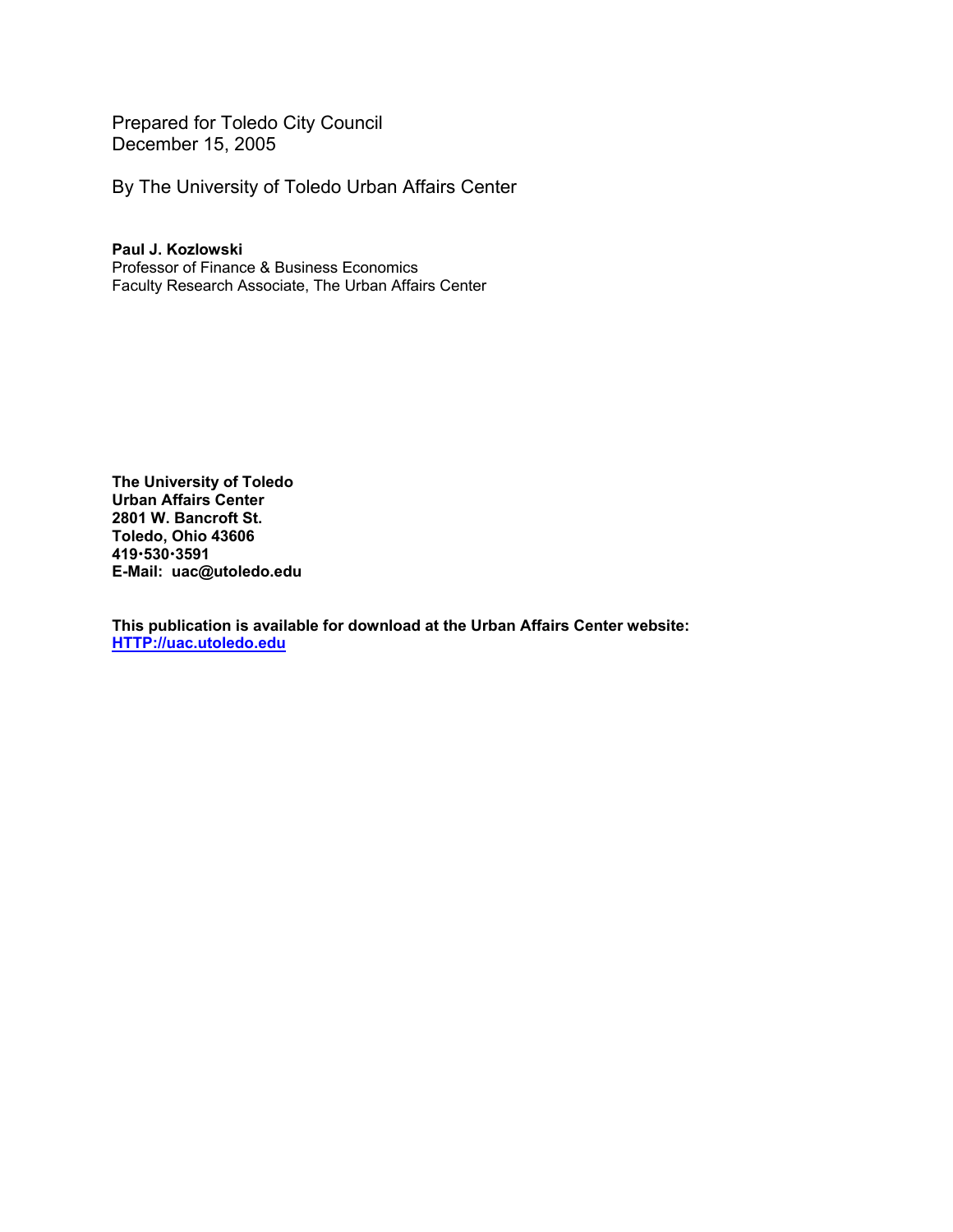Prepared for Toledo City Council
December 15, 2005

By The University of Toledo Urban Affairs Center

**Paul J. Kozlowski**
Professor of Finance & Business Economics
Faculty Research Associate, The Urban Affairs Center

**The University of Toledo**
**Urban Affairs Center**
**2801 W. Bancroft St.**
**Toledo, Ohio 43606**
**419·530·3591**
**E-Mail: uac@utoledo.edu**

**This publication is available for download at the Urban Affairs Center website:**
**HTTP://uac.utoledo.edu**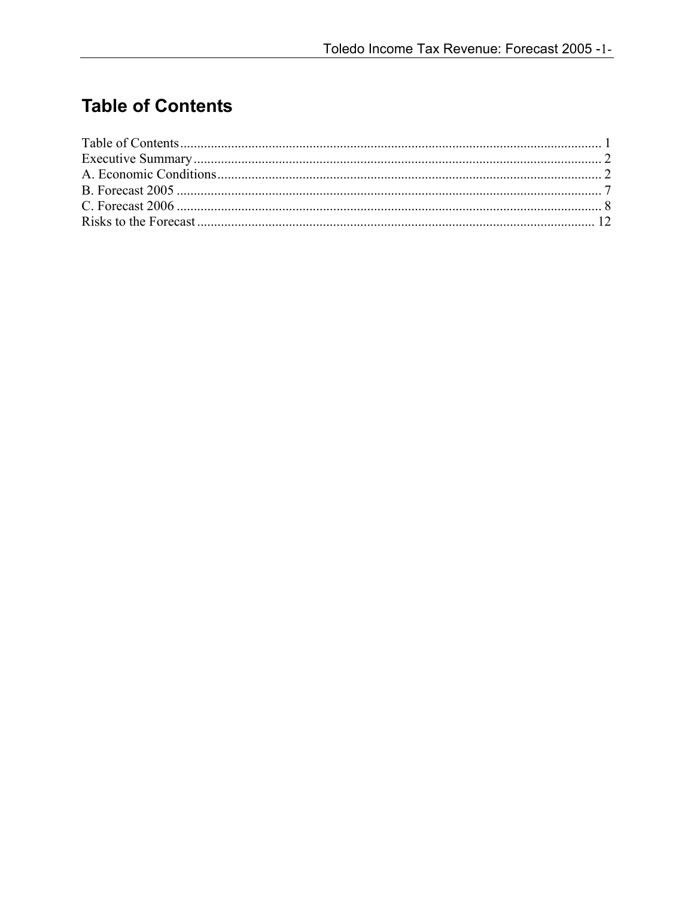# Table of Contents

Table of Contents ........................................................................................................................... 1
Executive Summary ....................................................................................................................... 2
A. Economic Conditions ................................................................................................................ 2
B. Forecast 2005 ............................................................................................................................ 7
C. Forecast 2006 ............................................................................................................................ 8
Risks to the Forecast ..................................................................................................................... 12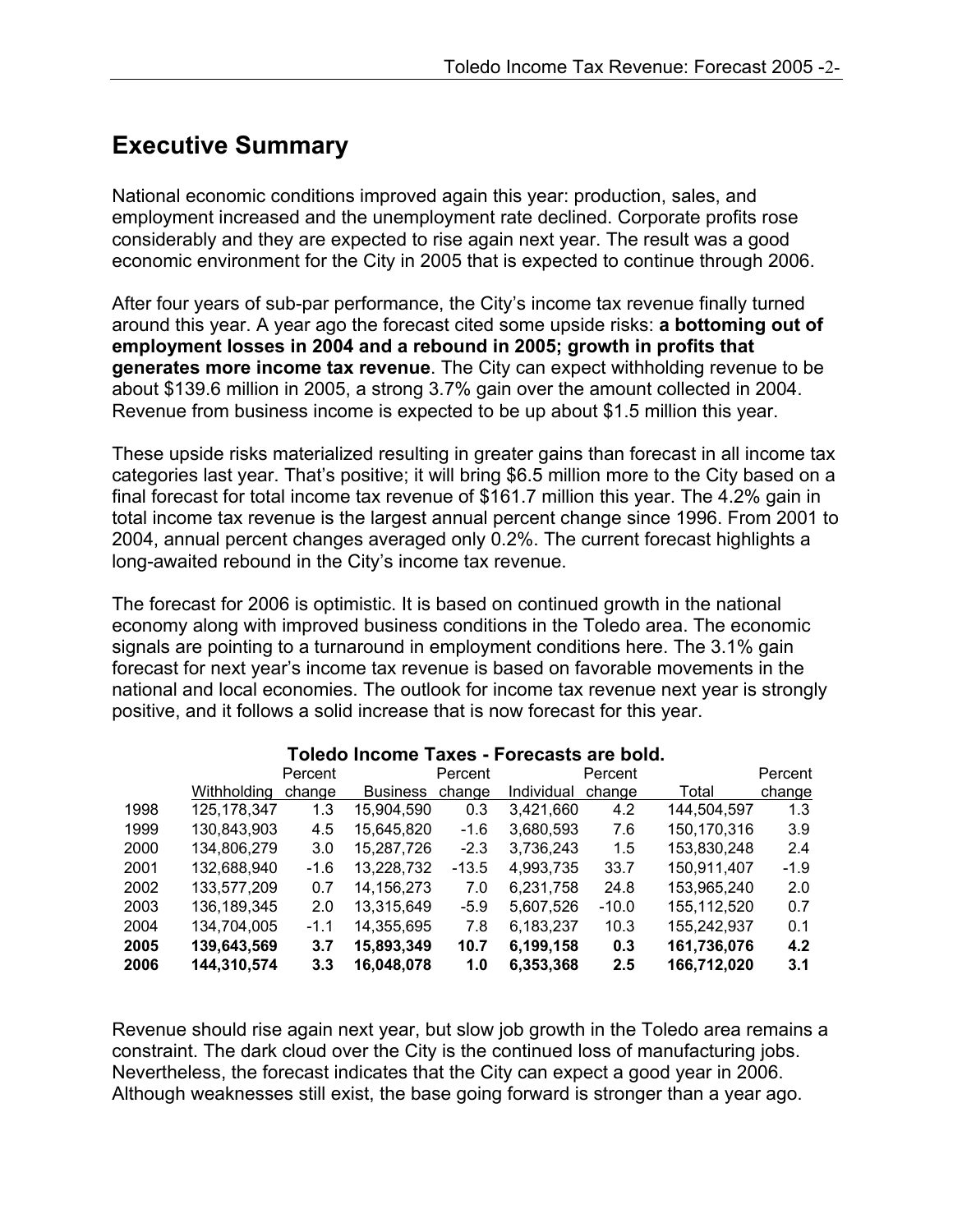# Executive Summary

National economic conditions improved again this year: production, sales, and employment increased and the unemployment rate declined. Corporate profits rose considerably and they are expected to rise again next year. The result was a good economic environment for the City in 2005 that is expected to continue through 2006.

After four years of sub-par performance, the City's income tax revenue finally turned around this year. A year ago the forecast cited some upside risks: **a bottoming out of employment losses in 2004 and a rebound in 2005; growth in profits that generates more income tax revenue**. The City can expect withholding revenue to be about $139.6 million in 2005, a strong 3.7% gain over the amount collected in 2004. Revenue from business income is expected to be up about $1.5 million this year.

These upside risks materialized resulting in greater gains than forecast in all income tax categories last year. That's positive; it will bring $6.5 million more to the City based on a final forecast for total income tax revenue of $161.7 million this year. The 4.2% gain in total income tax revenue is the largest annual percent change since 1996. From 2001 to 2004, annual percent changes averaged only 0.2%. The current forecast highlights a long-awaited rebound in the City's income tax revenue.

The forecast for 2006 is optimistic. It is based on continued growth in the national economy along with improved business conditions in the Toledo area. The economic signals are pointing to a turnaround in employment conditions here. The 3.1% gain forecast for next year's income tax revenue is based on favorable movements in the national and local economies. The outlook for income tax revenue next year is strongly positive, and it follows a solid increase that is now forecast for this year.

**Toledo Income Taxes - Forecasts are bold.**

| | Withholding | Percent change | Business | Percent change | Individual | Percent change | Total | Percent change |
|---|---|---|---|---|---|---|---|---|
| 1998 | 125,178,347 | 1.3 | 15,904,590 | 0.3 | 3,421,660 | 4.2 | 144,504,597 | 1.3 |
| 1999 | 130,843,903 | 4.5 | 15,645,820 | -1.6 | 3,680,593 | 7.6 | 150,170,316 | 3.9 |
| 2000 | 134,806,279 | 3.0 | 15,287,726 | -2.3 | 3,736,243 | 1.5 | 153,830,248 | 2.4 |
| 2001 | 132,688,940 | -1.6 | 13,228,732 | -13.5 | 4,993,735 | 33.7 | 150,911,407 | -1.9 |
| 2002 | 133,577,209 | 0.7 | 14,156,273 | 7.0 | 6,231,758 | 24.8 | 153,965,240 | 2.0 |
| 2003 | 136,189,345 | 2.0 | 13,315,649 | -5.9 | 5,607,526 | -10.0 | 155,112,520 | 0.7 |
| 2004 | 134,704,005 | -1.1 | 14,355,695 | 7.8 | 6,183,237 | 10.3 | 155,242,937 | 0.1 |
| **2005** | **139,643,569** | **3.7** | **15,893,349** | **10.7** | **6,199,158** | **0.3** | **161,736,076** | **4.2** |
| **2006** | **144,310,574** | **3.3** | **16,048,078** | **1.0** | **6,353,368** | **2.5** | **166,712,020** | **3.1** |

Revenue should rise again next year, but slow job growth in the Toledo area remains a constraint. The dark cloud over the City is the continued loss of manufacturing jobs. Nevertheless, the forecast indicates that the City can expect a good year in 2006. Although weaknesses still exist, the base going forward is stronger than a year ago.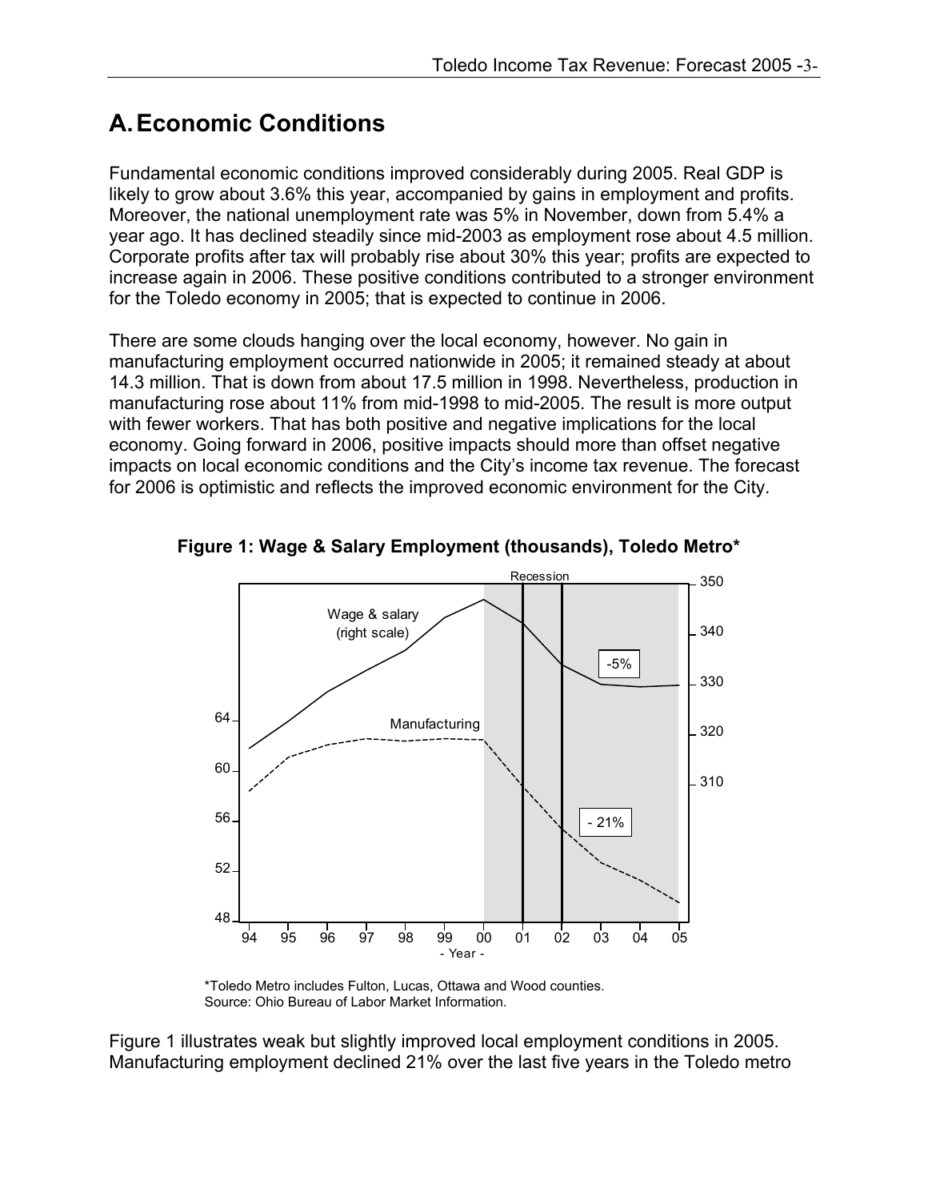## A. Economic Conditions

Fundamental economic conditions improved considerably during 2005. Real GDP is likely to grow about 3.6% this year, accompanied by gains in employment and profits. Moreover, the national unemployment rate was 5% in November, down from 5.4% a year ago. It has declined steadily since mid-2003 as employment rose about 4.5 million. Corporate profits after tax will probably rise about 30% this year; profits are expected to increase again in 2006. These positive conditions contributed to a stronger environment for the Toledo economy in 2005; that is expected to continue in 2006.

There are some clouds hanging over the local economy, however. No gain in manufacturing employment occurred nationwide in 2005; it remained steady at about 14.3 million. That is down from about 17.5 million in 1998. Nevertheless, production in manufacturing rose about 11% from mid-1998 to mid-2005. The result is more output with fewer workers. That has both positive and negative implications for the local economy. Going forward in 2006, positive impacts should more than offset negative impacts on local economic conditions and the City's income tax revenue. The forecast for 2006 is optimistic and reflects the improved economic environment for the City.

**Figure 1: Wage & Salary Employment (thousands), Toledo Metro***

*Toledo Metro includes Fulton, Lucas, Ottawa and Wood counties.
Source: Ohio Bureau of Labor Market Information.

Figure 1 illustrates weak but slightly improved local employment conditions in 2005. Manufacturing employment declined 21% over the last five years in the Toledo metro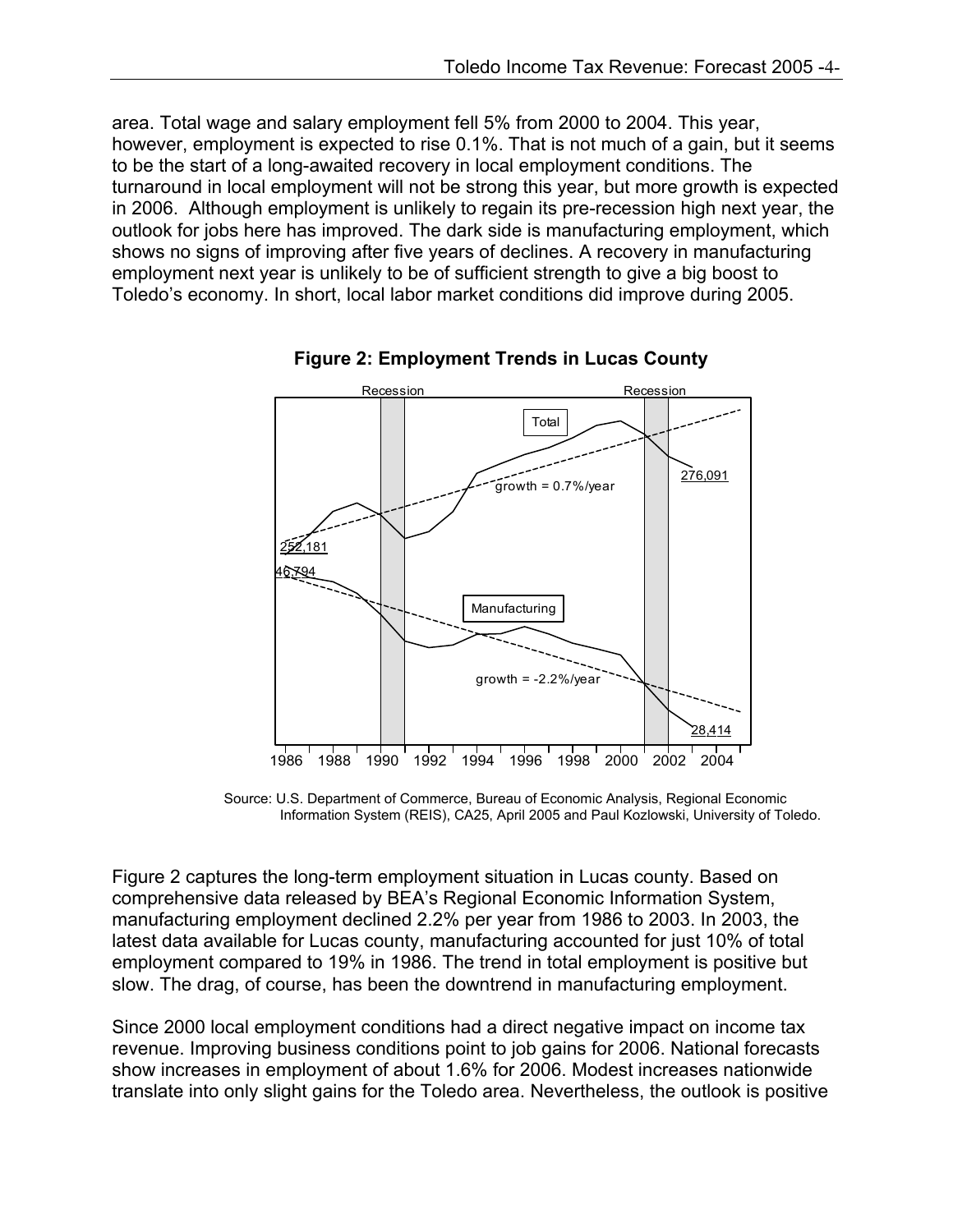area. Total wage and salary employment fell 5% from 2000 to 2004. This year, however, employment is expected to rise 0.1%. That is not much of a gain, but it seems to be the start of a long-awaited recovery in local employment conditions. The turnaround in local employment will not be strong this year, but more growth is expected in 2006. Although employment is unlikely to regain its pre-recession high next year, the outlook for jobs here has improved. The dark side is manufacturing employment, which shows no signs of improving after five years of declines. A recovery in manufacturing employment next year is unlikely to be of sufficient strength to give a big boost to Toledo's economy. In short, local labor market conditions did improve during 2005.

**Figure 2: Employment Trends in Lucas County**

Source: U.S. Department of Commerce, Bureau of Economic Analysis, Regional Economic Information System (REIS), CA25, April 2005 and Paul Kozlowski, University of Toledo.

Figure 2 captures the long-term employment situation in Lucas county. Based on comprehensive data released by BEA's Regional Economic Information System, manufacturing employment declined 2.2% per year from 1986 to 2003. In 2003, the latest data available for Lucas county, manufacturing accounted for just 10% of total employment compared to 19% in 1986. The trend in total employment is positive but slow. The drag, of course, has been the downtrend in manufacturing employment.

Since 2000 local employment conditions had a direct negative impact on income tax revenue. Improving business conditions point to job gains for 2006. National forecasts show increases in employment of about 1.6% for 2006. Modest increases nationwide translate into only slight gains for the Toledo area. Nevertheless, the outlook is positive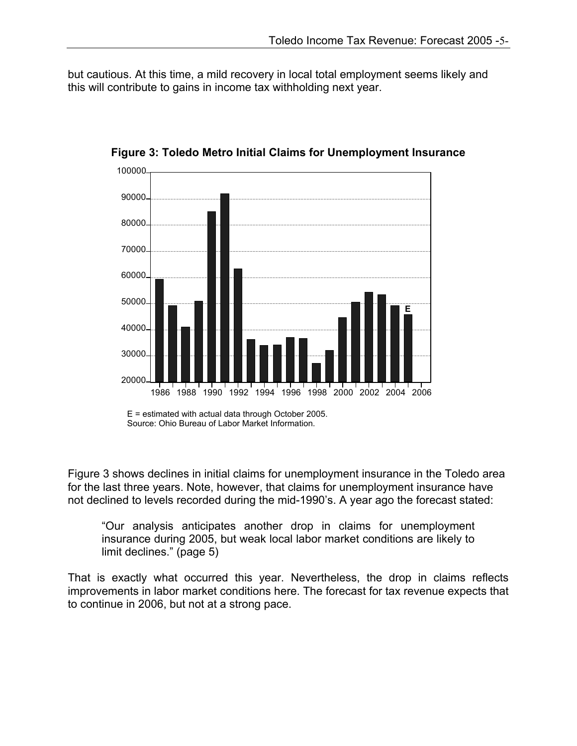but cautious. At this time, a mild recovery in local total employment seems likely and this will contribute to gains in income tax withholding next year.

**Figure 3: Toledo Metro Initial Claims for Unemployment Insurance**

E = estimated with actual data through October 2005.
Source: Ohio Bureau of Labor Market Information.

Figure 3 shows declines in initial claims for unemployment insurance in the Toledo area for the last three years. Note, however, that claims for unemployment insurance have not declined to levels recorded during the mid-1990's. A year ago the forecast stated:

> "Our analysis anticipates another drop in claims for unemployment insurance during 2005, but weak local labor market conditions are likely to limit declines." (page 5)

That is exactly what occurred this year. Nevertheless, the drop in claims reflects improvements in labor market conditions here. The forecast for tax revenue expects that to continue in 2006, but not at a strong pace.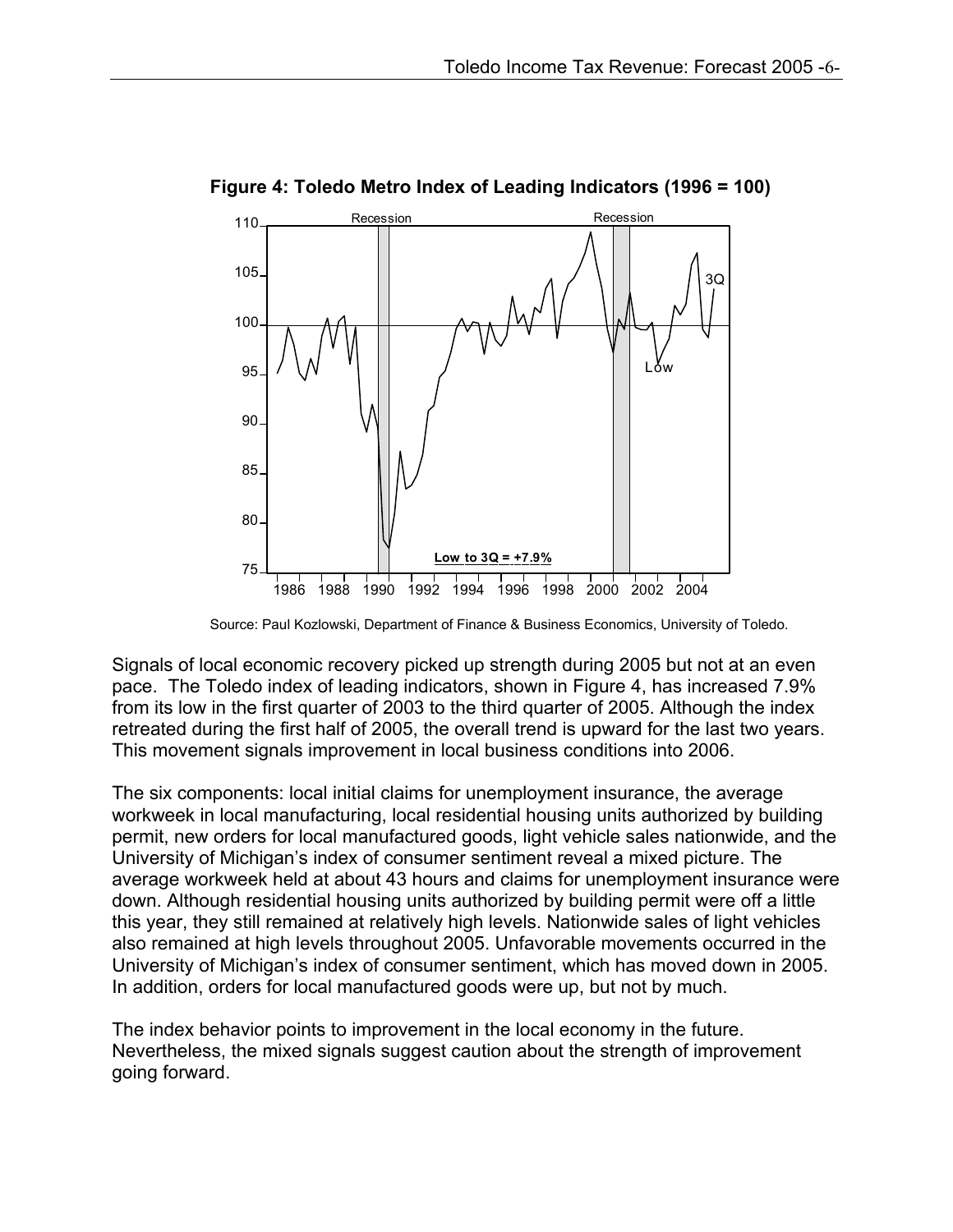**Figure 4: Toledo Metro Index of Leading Indicators (1996 = 100)**

Source: Paul Kozlowski, Department of Finance & Business Economics, University of Toledo.

Signals of local economic recovery picked up strength during 2005 but not at an even pace. The Toledo index of leading indicators, shown in Figure 4, has increased 7.9% from its low in the first quarter of 2003 to the third quarter of 2005. Although the index retreated during the first half of 2005, the overall trend is upward for the last two years. This movement signals improvement in local business conditions into 2006.

The six components: local initial claims for unemployment insurance, the average workweek in local manufacturing, local residential housing units authorized by building permit, new orders for local manufactured goods, light vehicle sales nationwide, and the University of Michigan's index of consumer sentiment reveal a mixed picture. The average workweek held at about 43 hours and claims for unemployment insurance were down. Although residential housing units authorized by building permit were off a little this year, they still remained at relatively high levels. Nationwide sales of light vehicles also remained at high levels throughout 2005. Unfavorable movements occurred in the University of Michigan's index of consumer sentiment, which has moved down in 2005. In addition, orders for local manufactured goods were up, but not by much.

The index behavior points to improvement in the local economy in the future. Nevertheless, the mixed signals suggest caution about the strength of improvement going forward.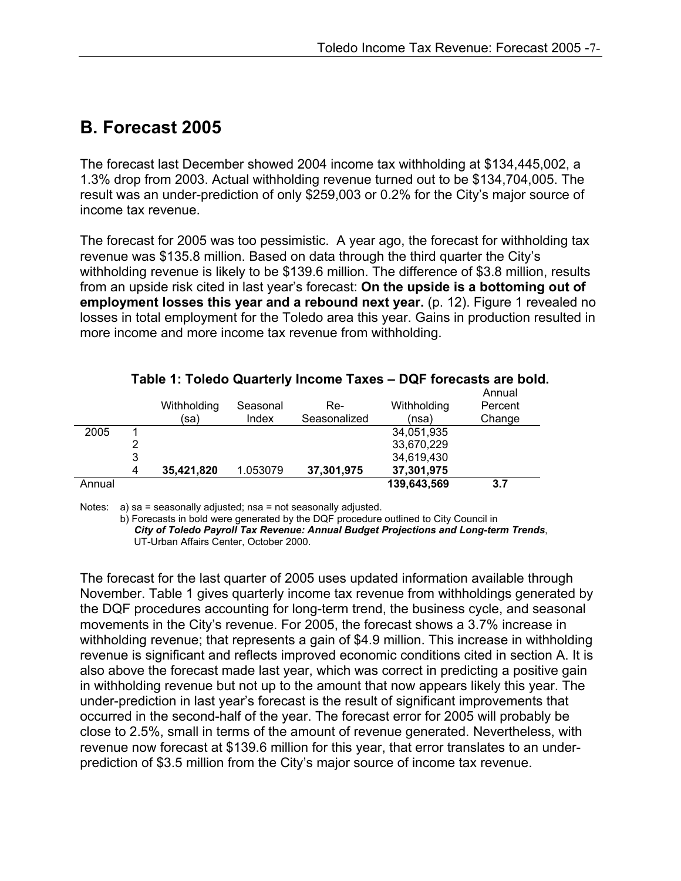## B. Forecast 2005

The forecast last December showed 2004 income tax withholding at $134,445,002, a 1.3% drop from 2003. Actual withholding revenue turned out to be $134,704,005. The result was an under-prediction of only $259,003 or 0.2% for the City's major source of income tax revenue.

The forecast for 2005 was too pessimistic. A year ago, the forecast for withholding tax revenue was $135.8 million. Based on data through the third quarter the City's withholding revenue is likely to be $139.6 million. The difference of $3.8 million, results from an upside risk cited in last year's forecast: **On the upside is a bottoming out of employment losses this year and a rebound next year.** (p. 12). Figure 1 revealed no losses in total employment for the Toledo area this year. Gains in production resulted in more income and more income tax revenue from withholding.

**Table 1: Toledo Quarterly Income Taxes – DQF forecasts are bold.**

| | | Withholding (sa) | Seasonal Index | Re-Seasonalized | Withholding (nsa) | Annual Percent Change |
|---|---|---|---|---|---|---|
| 2005 | 1 | | | | 34,051,935 | |
| | 2 | | | | 33,670,229 | |
| | 3 | | | | 34,619,430 | |
| | 4 | **35,421,820** | 1.053079 | **37,301,975** | **37,301,975** | |
| Annual | | | | | **139,643,569** | **3.7** |

Notes: a) sa = seasonally adjusted; nsa = not seasonally adjusted.
b) Forecasts in bold were generated by the DQF procedure outlined to City Council in ***City of Toledo Payroll Tax Revenue: Annual Budget Projections and Long-term Trends***, UT-Urban Affairs Center, October 2000.

The forecast for the last quarter of 2005 uses updated information available through November. Table 1 gives quarterly income tax revenue from withholdings generated by the DQF procedures accounting for long-term trend, the business cycle, and seasonal movements in the City's revenue. For 2005, the forecast shows a 3.7% increase in withholding revenue; that represents a gain of $4.9 million. This increase in withholding revenue is significant and reflects improved economic conditions cited in section A. It is also above the forecast made last year, which was correct in predicting a positive gain in withholding revenue but not up to the amount that now appears likely this year. The under-prediction in last year's forecast is the result of significant improvements that occurred in the second-half of the year. The forecast error for 2005 will probably be close to 2.5%, small in terms of the amount of revenue generated. Nevertheless, with revenue now forecast at $139.6 million for this year, that error translates to an under-prediction of $3.5 million from the City's major source of income tax revenue.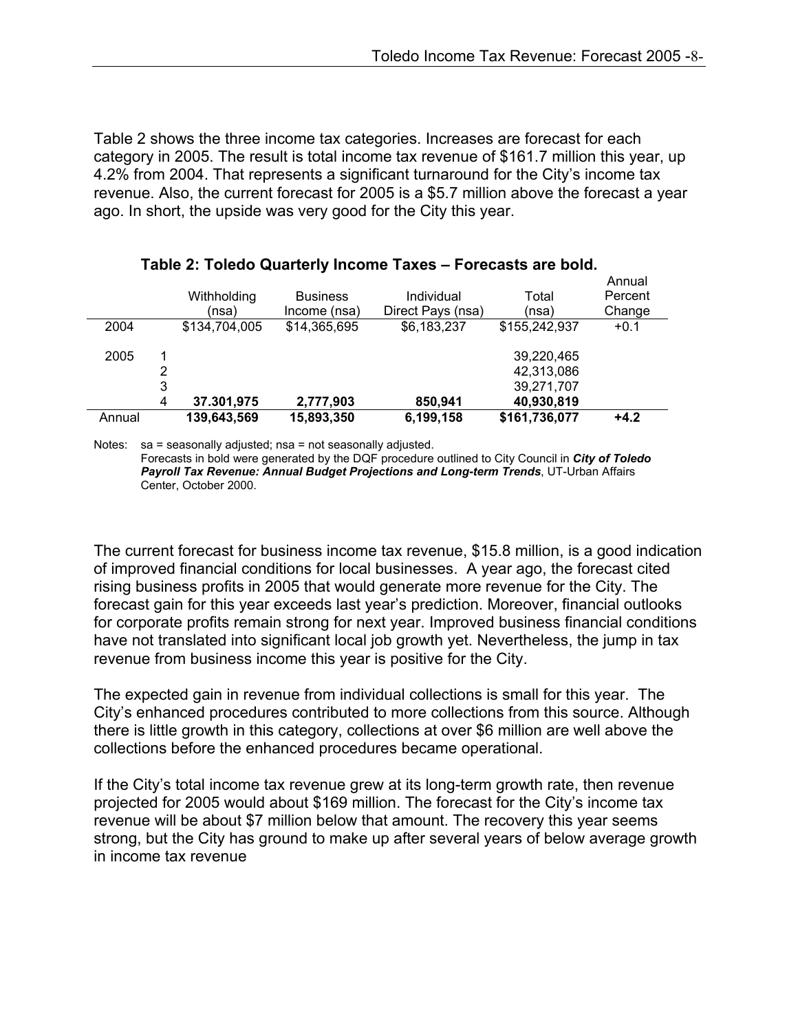Table 2 shows the three income tax categories. Increases are forecast for each category in 2005. The result is total income tax revenue of $161.7 million this year, up 4.2% from 2004. That represents a significant turnaround for the City's income tax revenue. Also, the current forecast for 2005 is a $5.7 million above the forecast a year ago. In short, the upside was very good for the City this year.

**Table 2: Toledo Quarterly Income Taxes – Forecasts are bold.**

| | | Withholding (nsa) | Business Income (nsa) | Individual Direct Pays (nsa) | Total (nsa) | Annual Percent Change |
|---|---|---|---|---|---|---|
| 2004 | | $134,704,005 | $14,365,695 | $6,183,237 | $155,242,937 | +0.1 |
| 2005 | 1 | | | | 39,220,465 | |
| | 2 | | | | 42,313,086 | |
| | 3 | | | | 39,271,707 | |
| | 4 | **37.301,975** | **2,777,903** | **850,941** | **40,930,819** | |
| Annual | | **139,643,569** | **15,893,350** | **6,199,158** | **$161,736,077** | **+4.2** |

Notes: sa = seasonally adjusted; nsa = not seasonally adjusted.
Forecasts in bold were generated by the DQF procedure outlined to City Council in ***City of Toledo Payroll Tax Revenue: Annual Budget Projections and Long-term Trends***, UT-Urban Affairs Center, October 2000.

The current forecast for business income tax revenue, $15.8 million, is a good indication of improved financial conditions for local businesses. A year ago, the forecast cited rising business profits in 2005 that would generate more revenue for the City. The forecast gain for this year exceeds last year's prediction. Moreover, financial outlooks for corporate profits remain strong for next year. Improved business financial conditions have not translated into significant local job growth yet. Nevertheless, the jump in tax revenue from business income this year is positive for the City.

The expected gain in revenue from individual collections is small for this year. The City's enhanced procedures contributed to more collections from this source. Although there is little growth in this category, collections at over $6 million are well above the collections before the enhanced procedures became operational.

If the City's total income tax revenue grew at its long-term growth rate, then revenue projected for 2005 would about $169 million. The forecast for the City's income tax revenue will be about $7 million below that amount. The recovery this year seems strong, but the City has ground to make up after several years of below average growth in income tax revenue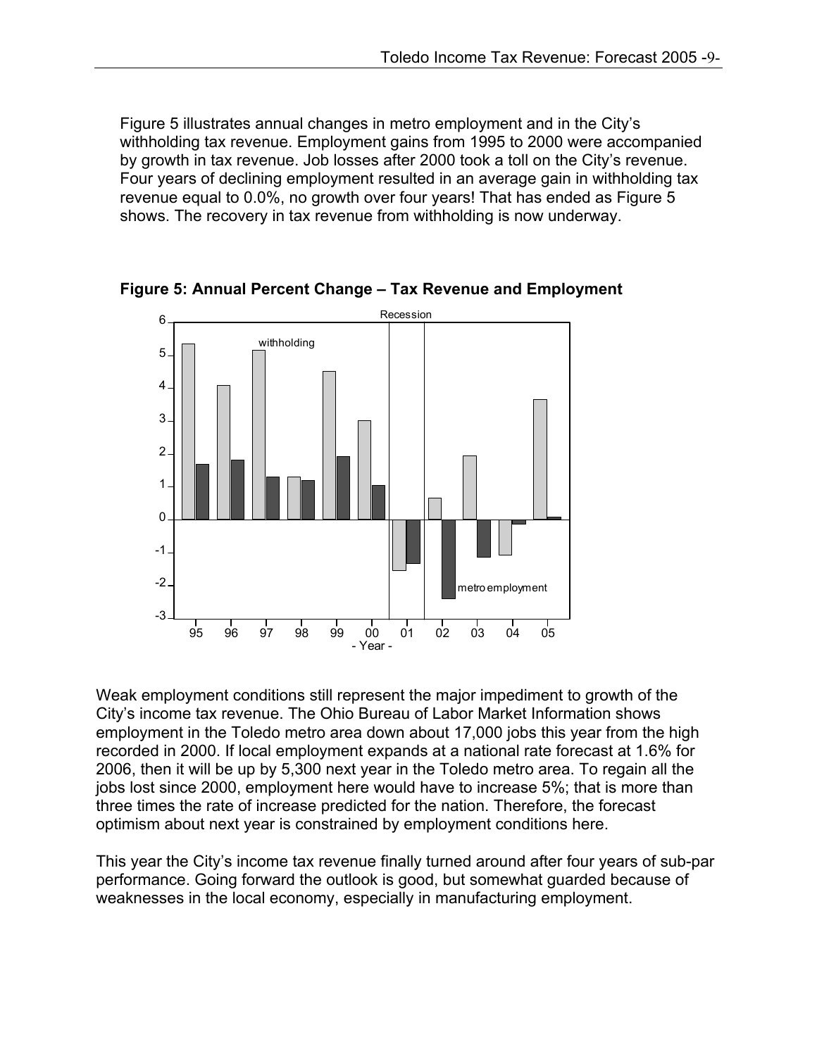Figure 5 illustrates annual changes in metro employment and in the City's withholding tax revenue. Employment gains from 1995 to 2000 were accompanied by growth in tax revenue. Job losses after 2000 took a toll on the City's revenue. Four years of declining employment resulted in an average gain in withholding tax revenue equal to 0.0%, no growth over four years! That has ended as Figure 5 shows. The recovery in tax revenue from withholding is now underway.

**Figure 5: Annual Percent Change – Tax Revenue and Employment**

Weak employment conditions still represent the major impediment to growth of the City's income tax revenue. The Ohio Bureau of Labor Market Information shows employment in the Toledo metro area down about 17,000 jobs this year from the high recorded in 2000. If local employment expands at a national rate forecast at 1.6% for 2006, then it will be up by 5,300 next year in the Toledo metro area. To regain all the jobs lost since 2000, employment here would have to increase 5%; that is more than three times the rate of increase predicted for the nation. Therefore, the forecast optimism about next year is constrained by employment conditions here.

This year the City's income tax revenue finally turned around after four years of sub-par performance. Going forward the outlook is good, but somewhat guarded because of weaknesses in the local economy, especially in manufacturing employment.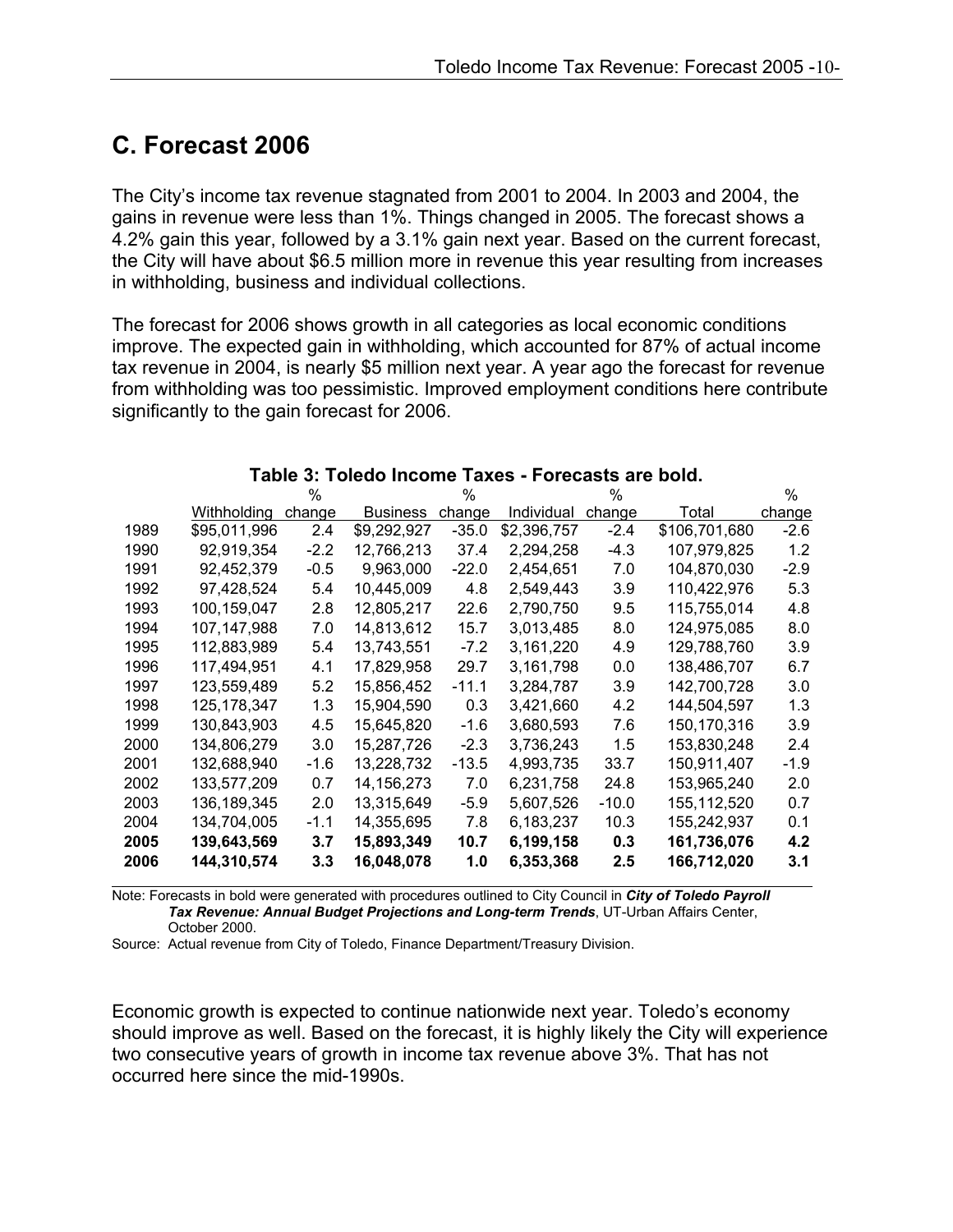## C. Forecast 2006

The City's income tax revenue stagnated from 2001 to 2004. In 2003 and 2004, the gains in revenue were less than 1%. Things changed in 2005. The forecast shows a 4.2% gain this year, followed by a 3.1% gain next year. Based on the current forecast, the City will have about $6.5 million more in revenue this year resulting from increases in withholding, business and individual collections.

The forecast for 2006 shows growth in all categories as local economic conditions improve. The expected gain in withholding, which accounted for 87% of actual income tax revenue in 2004, is nearly $5 million next year. A year ago the forecast for revenue from withholding was too pessimistic. Improved employment conditions here contribute significantly to the gain forecast for 2006.

**Table 3: Toledo Income Taxes - Forecasts are bold.**

| | Withholding | % change | Business | % change | Individual | % change | Total | % change |
|---|---|---|---|---|---|---|---|---|
| 1989 | $95,011,996 | 2.4 | $9,292,927 | -35.0 | $2,396,757 | -2.4 | $106,701,680 | -2.6 |
| 1990 | 92,919,354 | -2.2 | 12,766,213 | 37.4 | 2,294,258 | -4.3 | 107,979,825 | 1.2 |
| 1991 | 92,452,379 | -0.5 | 9,963,000 | -22.0 | 2,454,651 | 7.0 | 104,870,030 | -2.9 |
| 1992 | 97,428,524 | 5.4 | 10,445,009 | 4.8 | 2,549,443 | 3.9 | 110,422,976 | 5.3 |
| 1993 | 100,159,047 | 2.8 | 12,805,217 | 22.6 | 2,790,750 | 9.5 | 115,755,014 | 4.8 |
| 1994 | 107,147,988 | 7.0 | 14,813,612 | 15.7 | 3,013,485 | 8.0 | 124,975,085 | 8.0 |
| 1995 | 112,883,989 | 5.4 | 13,743,551 | -7.2 | 3,161,220 | 4.9 | 129,788,760 | 3.9 |
| 1996 | 117,494,951 | 4.1 | 17,829,958 | 29.7 | 3,161,798 | 0.0 | 138,486,707 | 6.7 |
| 1997 | 123,559,489 | 5.2 | 15,856,452 | -11.1 | 3,284,787 | 3.9 | 142,700,728 | 3.0 |
| 1998 | 125,178,347 | 1.3 | 15,904,590 | 0.3 | 3,421,660 | 4.2 | 144,504,597 | 1.3 |
| 1999 | 130,843,903 | 4.5 | 15,645,820 | -1.6 | 3,680,593 | 7.6 | 150,170,316 | 3.9 |
| 2000 | 134,806,279 | 3.0 | 15,287,726 | -2.3 | 3,736,243 | 1.5 | 153,830,248 | 2.4 |
| 2001 | 132,688,940 | -1.6 | 13,228,732 | -13.5 | 4,993,735 | 33.7 | 150,911,407 | -1.9 |
| 2002 | 133,577,209 | 0.7 | 14,156,273 | 7.0 | 6,231,758 | 24.8 | 153,965,240 | 2.0 |
| 2003 | 136,189,345 | 2.0 | 13,315,649 | -5.9 | 5,607,526 | -10.0 | 155,112,520 | 0.7 |
| 2004 | 134,704,005 | -1.1 | 14,355,695 | 7.8 | 6,183,237 | 10.3 | 155,242,937 | 0.1 |
| **2005** | **139,643,569** | **3.7** | **15,893,349** | **10.7** | **6,199,158** | **0.3** | **161,736,076** | **4.2** |
| **2006** | **144,310,574** | **3.3** | **16,048,078** | **1.0** | **6,353,368** | **2.5** | **166,712,020** | **3.1** |

Note: Forecasts in bold were generated with procedures outlined to City Council in ***City of Toledo Payroll Tax Revenue: Annual Budget Projections and Long-term Trends***, UT-Urban Affairs Center, October 2000.

Source: Actual revenue from City of Toledo, Finance Department/Treasury Division.

Economic growth is expected to continue nationwide next year. Toledo's economy should improve as well. Based on the forecast, it is highly likely the City will experience two consecutive years of growth in income tax revenue above 3%. That has not occurred here since the mid-1990s.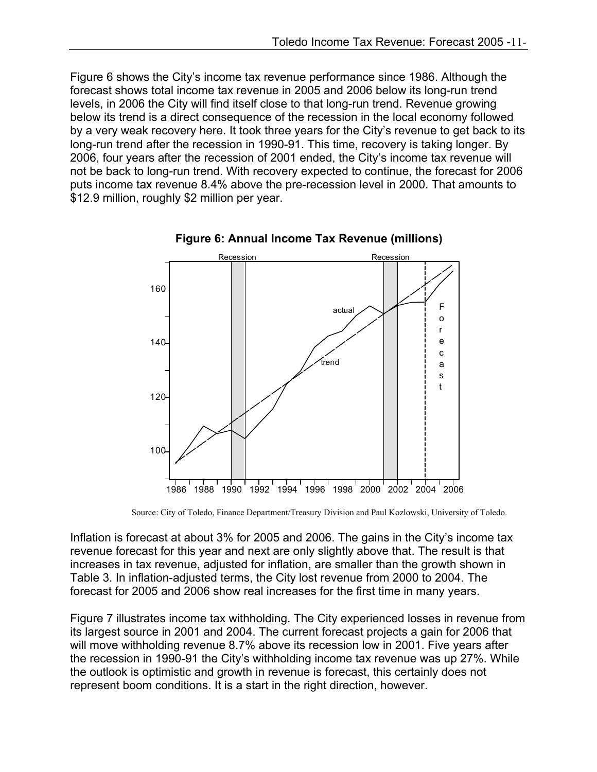Figure 6 shows the City's income tax revenue performance since 1986. Although the forecast shows total income tax revenue in 2005 and 2006 below its long-run trend levels, in 2006 the City will find itself close to that long-run trend. Revenue growing below its trend is a direct consequence of the recession in the local economy followed by a very weak recovery here. It took three years for the City's revenue to get back to its long-run trend after the recession in 1990-91. This time, recovery is taking longer. By 2006, four years after the recession of 2001 ended, the City's income tax revenue will not be back to long-run trend. With recovery expected to continue, the forecast for 2006 puts income tax revenue 8.4% above the pre-recession level in 2000. That amounts to $12.9 million, roughly $2 million per year.

**Figure 6: Annual Income Tax Revenue (millions)**

Source: City of Toledo, Finance Department/Treasury Division and Paul Kozlowski, University of Toledo.

Inflation is forecast at about 3% for 2005 and 2006. The gains in the City's income tax revenue forecast for this year and next are only slightly above that. The result is that increases in tax revenue, adjusted for inflation, are smaller than the growth shown in Table 3. In inflation-adjusted terms, the City lost revenue from 2000 to 2004. The forecast for 2005 and 2006 show real increases for the first time in many years.

Figure 7 illustrates income tax withholding. The City experienced losses in revenue from its largest source in 2001 and 2004. The current forecast projects a gain for 2006 that will move withholding revenue 8.7% above its recession low in 2001. Five years after the recession in 1990-91 the City's withholding income tax revenue was up 27%. While the outlook is optimistic and growth in revenue is forecast, this certainly does not represent boom conditions. It is a start in the right direction, however.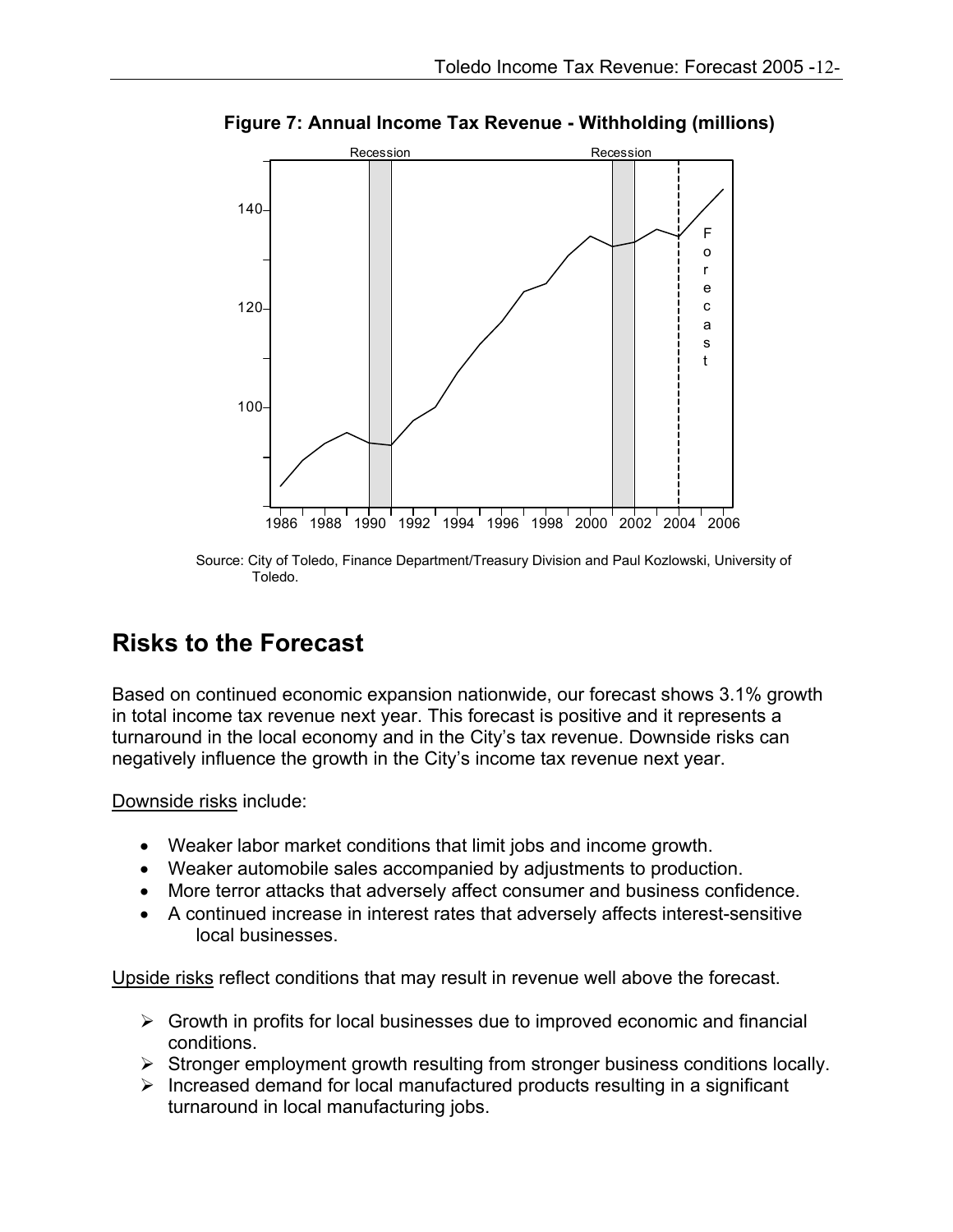**Figure 7: Annual Income Tax Revenue - Withholding (millions)**

Recession

Recession

140

120

100

F o r e c a s t

1986 1988 1990 1992 1994 1996 1998 2000 2002 2004 2006

Source: City of Toledo, Finance Department/Treasury Division and Paul Kozlowski, University of Toledo.

## Risks to the Forecast

Based on continued economic expansion nationwide, our forecast shows 3.1% growth in total income tax revenue next year. This forecast is positive and it represents a turnaround in the local economy and in the City's tax revenue. Downside risks can negatively influence the growth in the City's income tax revenue next year.

Downside risks include:

- Weaker labor market conditions that limit jobs and income growth.
- Weaker automobile sales accompanied by adjustments to production.
- More terror attacks that adversely affect consumer and business confidence.
- A continued increase in interest rates that adversely affects interest-sensitive local businesses.

Upside risks reflect conditions that may result in revenue well above the forecast.

- Growth in profits for local businesses due to improved economic and financial conditions.
- Stronger employment growth resulting from stronger business conditions locally.
- Increased demand for local manufactured products resulting in a significant turnaround in local manufacturing jobs.